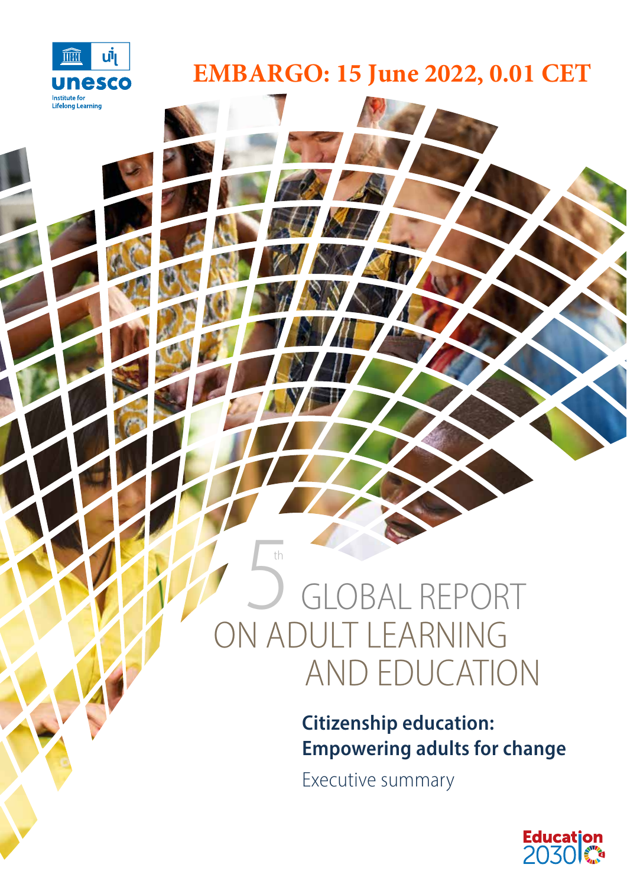unesco

Institute for Lifelong Learning

**EMBARGO: 15 June 2022, 0.01 CET**

# 5th GLOBAL REPORT ON ADULT LEARNING AND EDUCATION

## Citizenship education: Empowering adults for change

Executive summary

Education 2030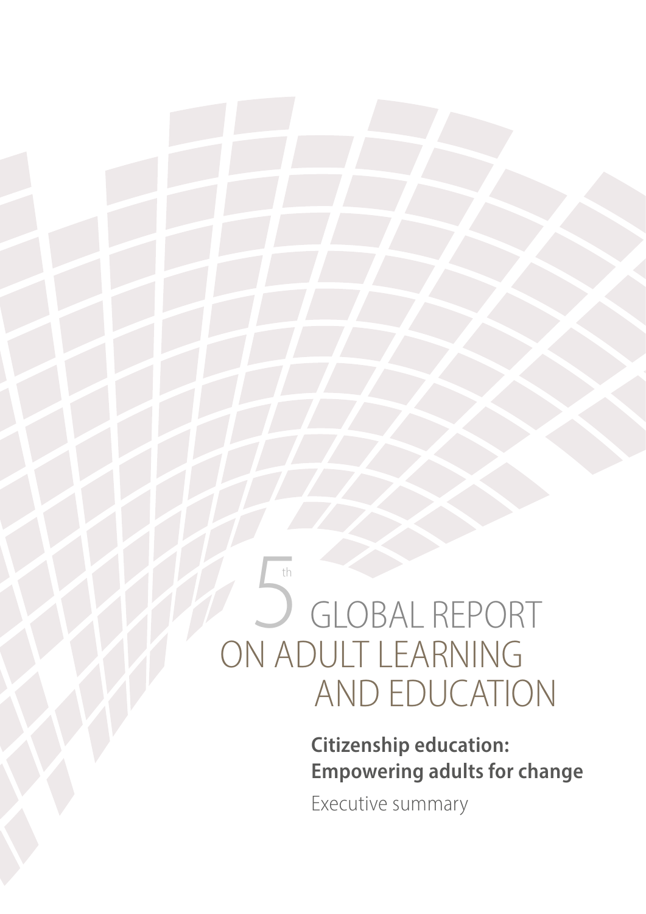# 5th GLOBAL REPORT ON ADULT LEARNING AND EDUCATION

**Citizenship education: Empowering adults for change**

Executive summary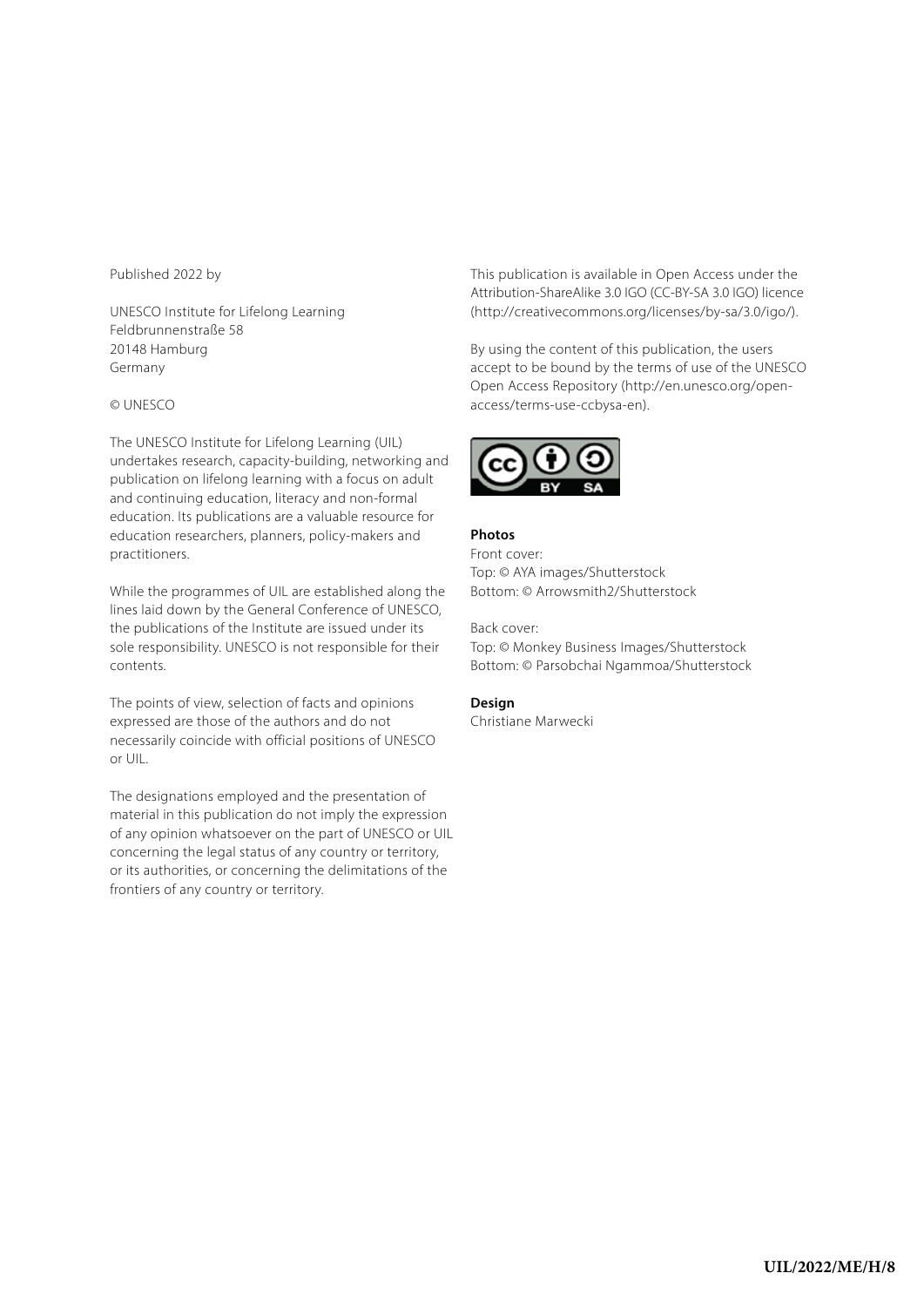Published 2022 by

UNESCO Institute for Lifelong Learning
Feldbrunnenstraße 58
20148 Hamburg
Germany

© UNESCO

The UNESCO Institute for Lifelong Learning (UIL) undertakes research, capacity-building, networking and publication on lifelong learning with a focus on adult and continuing education, literacy and non-formal education. Its publications are a valuable resource for education researchers, planners, policy-makers and practitioners.

While the programmes of UIL are established along the lines laid down by the General Conference of UNESCO, the publications of the Institute are issued under its sole responsibility. UNESCO is not responsible for their contents.

The points of view, selection of facts and opinions expressed are those of the authors and do not necessarily coincide with official positions of UNESCO or UIL.

The designations employed and the presentation of material in this publication do not imply the expression of any opinion whatsoever on the part of UNESCO or UIL concerning the legal status of any country or territory, or its authorities, or concerning the delimitations of the frontiers of any country or territory.

This publication is available in Open Access under the Attribution-ShareAlike 3.0 IGO (CC-BY-SA 3.0 IGO) licence (http://creativecommons.org/licenses/by-sa/3.0/igo/).

By using the content of this publication, the users accept to be bound by the terms of use of the UNESCO Open Access Repository (http://en.unesco.org/open-access/terms-use-ccbysa-en).

**Photos**
Front cover:
Top: © AYA images/Shutterstock
Bottom: © Arrowsmith2/Shutterstock

Back cover:
Top: © Monkey Business Images/Shutterstock
Bottom: © Parsobchai Ngammoa/Shutterstock

**Design**
Christiane Marwecki

**UIL/2022/ME/H/8**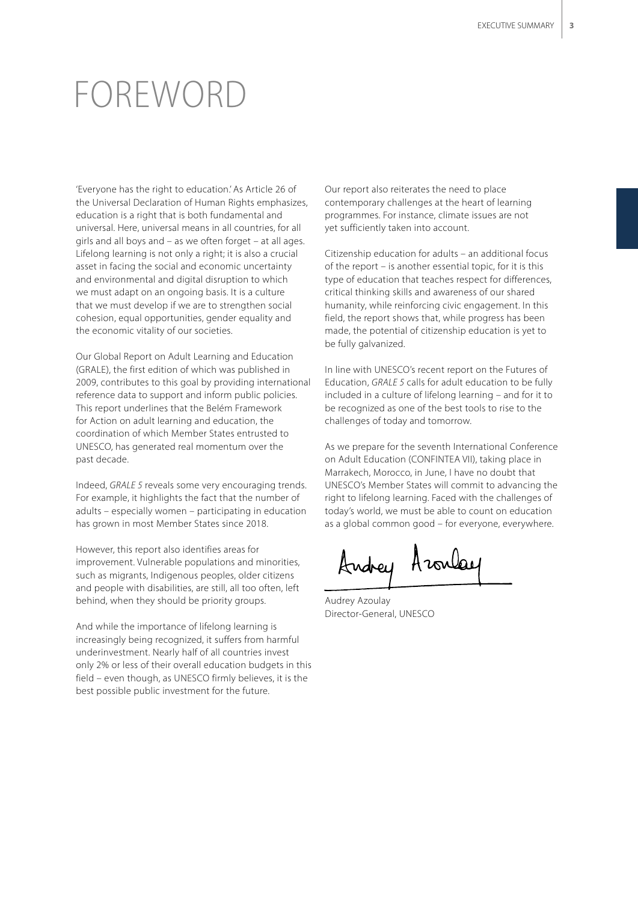# FOREWORD

'Everyone has the right to education.' As Article 26 of the Universal Declaration of Human Rights emphasizes, education is a right that is both fundamental and universal. Here, universal means in all countries, for all girls and all boys and – as we often forget – at all ages. Lifelong learning is not only a right; it is also a crucial asset in facing the social and economic uncertainty and environmental and digital disruption to which we must adapt on an ongoing basis. It is a culture that we must develop if we are to strengthen social cohesion, equal opportunities, gender equality and the economic vitality of our societies.

Our Global Report on Adult Learning and Education (GRALE), the first edition of which was published in 2009, contributes to this goal by providing international reference data to support and inform public policies. This report underlines that the Belém Framework for Action on adult learning and education, the coordination of which Member States entrusted to UNESCO, has generated real momentum over the past decade.

Indeed, *GRALE 5* reveals some very encouraging trends. For example, it highlights the fact that the number of adults – especially women – participating in education has grown in most Member States since 2018.

However, this report also identifies areas for improvement. Vulnerable populations and minorities, such as migrants, Indigenous peoples, older citizens and people with disabilities, are still, all too often, left behind, when they should be priority groups.

And while the importance of lifelong learning is increasingly being recognized, it suffers from harmful underinvestment. Nearly half of all countries invest only 2% or less of their overall education budgets in this field – even though, as UNESCO firmly believes, it is the best possible public investment for the future.

Our report also reiterates the need to place contemporary challenges at the heart of learning programmes. For instance, climate issues are not yet sufficiently taken into account.

Citizenship education for adults – an additional focus of the report – is another essential topic, for it is this type of education that teaches respect for differences, critical thinking skills and awareness of our shared humanity, while reinforcing civic engagement. In this field, the report shows that, while progress has been made, the potential of citizenship education is yet to be fully galvanized.

In line with UNESCO's recent report on the Futures of Education, *GRALE 5* calls for adult education to be fully included in a culture of lifelong learning – and for it to be recognized as one of the best tools to rise to the challenges of today and tomorrow.

As we prepare for the seventh International Conference on Adult Education (CONFINTEA VII), taking place in Marrakech, Morocco, in June, I have no doubt that UNESCO's Member States will commit to advancing the right to lifelong learning. Faced with the challenges of today's world, we must be able to count on education as a global common good – for everyone, everywhere.

Audrey Azoulay
Director-General, UNESCO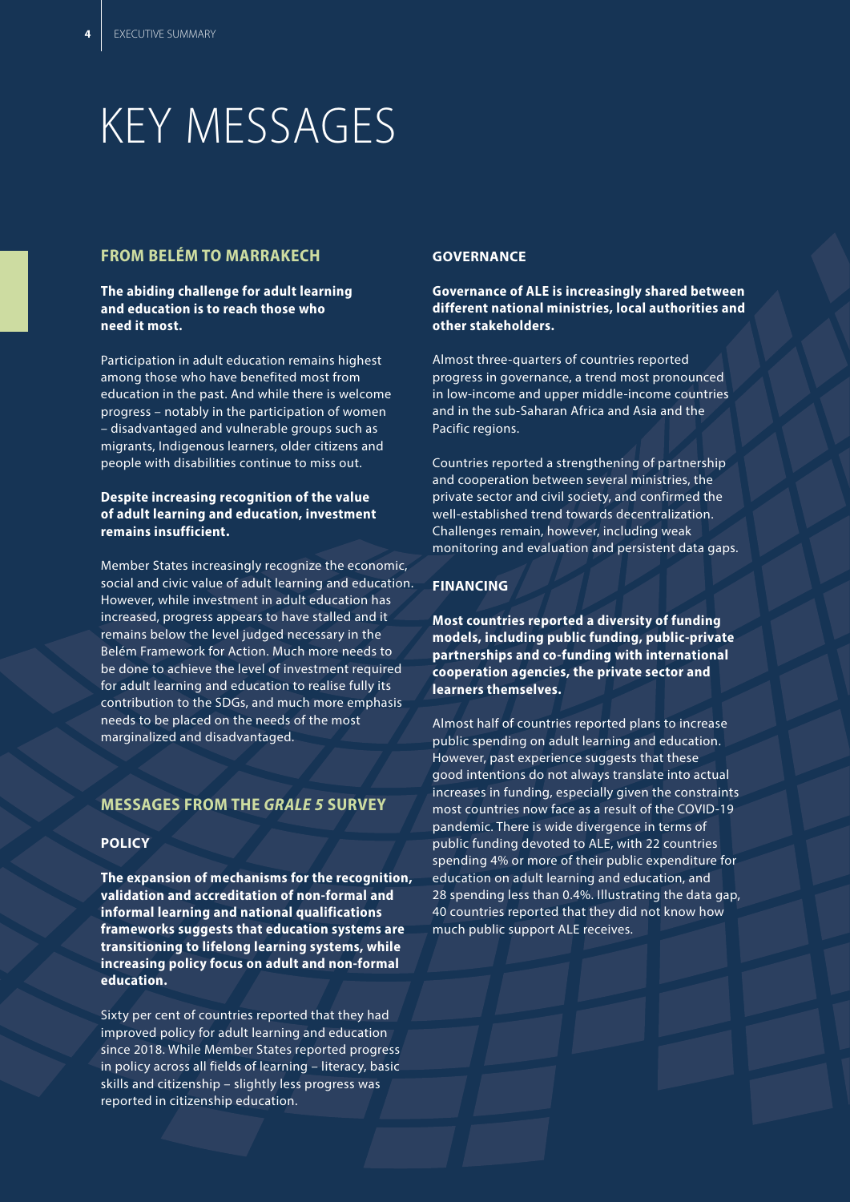# KEY MESSAGES

## FROM BELÉM TO MARRAKECH

**The abiding challenge for adult learning and education is to reach those who need it most.**

Participation in adult education remains highest among those who have benefited most from education in the past. And while there is welcome progress – notably in the participation of women – disadvantaged and vulnerable groups such as migrants, Indigenous learners, older citizens and people with disabilities continue to miss out.

**Despite increasing recognition of the value of adult learning and education, investment remains insufficient.**

Member States increasingly recognize the economic, social and civic value of adult learning and education. However, while investment in adult education has increased, progress appears to have stalled and it remains below the level judged necessary in the Belém Framework for Action. Much more needs to be done to achieve the level of investment required for adult learning and education to realise fully its contribution to the SDGs, and much more emphasis needs to be placed on the needs of the most marginalized and disadvantaged.

## MESSAGES FROM THE *GRALE 5* SURVEY

### POLICY

**The expansion of mechanisms for the recognition, validation and accreditation of non-formal and informal learning and national qualifications frameworks suggests that education systems are transitioning to lifelong learning systems, while increasing policy focus on adult and non-formal education.**

Sixty per cent of countries reported that they had improved policy for adult learning and education since 2018. While Member States reported progress in policy across all fields of learning – literacy, basic skills and citizenship – slightly less progress was reported in citizenship education.

### GOVERNANCE

**Governance of ALE is increasingly shared between different national ministries, local authorities and other stakeholders.**

Almost three-quarters of countries reported progress in governance, a trend most pronounced in low-income and upper middle-income countries and in the sub-Saharan Africa and Asia and the Pacific regions.

Countries reported a strengthening of partnership and cooperation between several ministries, the private sector and civil society, and confirmed the well-established trend towards decentralization. Challenges remain, however, including weak monitoring and evaluation and persistent data gaps.

### FINANCING

**Most countries reported a diversity of funding models, including public funding, public-private partnerships and co-funding with international cooperation agencies, the private sector and learners themselves.**

Almost half of countries reported plans to increase public spending on adult learning and education. However, past experience suggests that these good intentions do not always translate into actual increases in funding, especially given the constraints most countries now face as a result of the COVID-19 pandemic. There is wide divergence in terms of public funding devoted to ALE, with 22 countries spending 4% or more of their public expenditure for education on adult learning and education, and 28 spending less than 0.4%. Illustrating the data gap, 40 countries reported that they did not know how much public support ALE receives.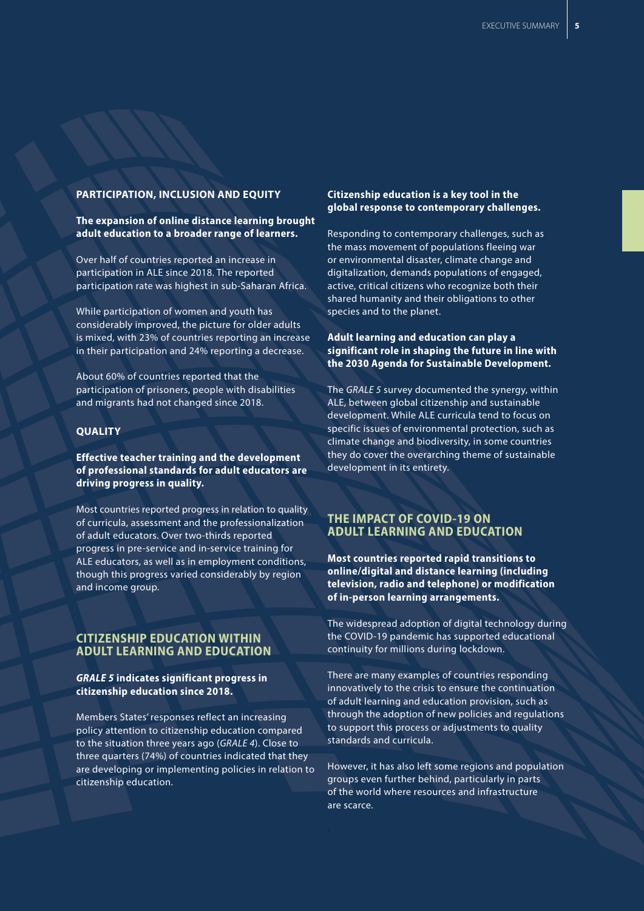## PARTICIPATION, INCLUSION AND EQUITY

**The expansion of online distance learning brought adult education to a broader range of learners.**

Over half of countries reported an increase in participation in ALE since 2018. The reported participation rate was highest in sub-Saharan Africa.

While participation of women and youth has considerably improved, the picture for older adults is mixed, with 23% of countries reporting an increase in their participation and 24% reporting a decrease.

About 60% of countries reported that the participation of prisoners, people with disabilities and migrants had not changed since 2018.

## QUALITY

**Effective teacher training and the development of professional standards for adult educators are driving progress in quality.**

Most countries reported progress in relation to quality of curricula, assessment and the professionalization of adult educators. Over two-thirds reported progress in pre-service and in-service training for ALE educators, as well as in employment conditions, though this progress varied considerably by region and income group.

## CITIZENSHIP EDUCATION WITHIN ADULT LEARNING AND EDUCATION

***GRALE 5* indicates significant progress in citizenship education since 2018.**

Members States' responses reflect an increasing policy attention to citizenship education compared to the situation three years ago (*GRALE 4*). Close to three quarters (74%) of countries indicated that they are developing or implementing policies in relation to citizenship education.

**Citizenship education is a key tool in the global response to contemporary challenges.**

Responding to contemporary challenges, such as the mass movement of populations fleeing war or environmental disaster, climate change and digitalization, demands populations of engaged, active, critical citizens who recognize both their shared humanity and their obligations to other species and to the planet.

**Adult learning and education can play a significant role in shaping the future in line with the 2030 Agenda for Sustainable Development.**

The *GRALE 5* survey documented the synergy, within ALE, between global citizenship and sustainable development. While ALE curricula tend to focus on specific issues of environmental protection, such as climate change and biodiversity, in some countries they do cover the overarching theme of sustainable development in its entirety.

## THE IMPACT OF COVID-19 ON ADULT LEARNING AND EDUCATION

**Most countries reported rapid transitions to online/digital and distance learning (including television, radio and telephone) or modification of in-person learning arrangements.**

The widespread adoption of digital technology during the COVID-19 pandemic has supported educational continuity for millions during lockdown.

There are many examples of countries responding innovatively to the crisis to ensure the continuation of adult learning and education provision, such as through the adoption of new policies and regulations to support this process or adjustments to quality standards and curricula.

However, it has also left some regions and population groups even further behind, particularly in parts of the world where resources and infrastructure are scarce.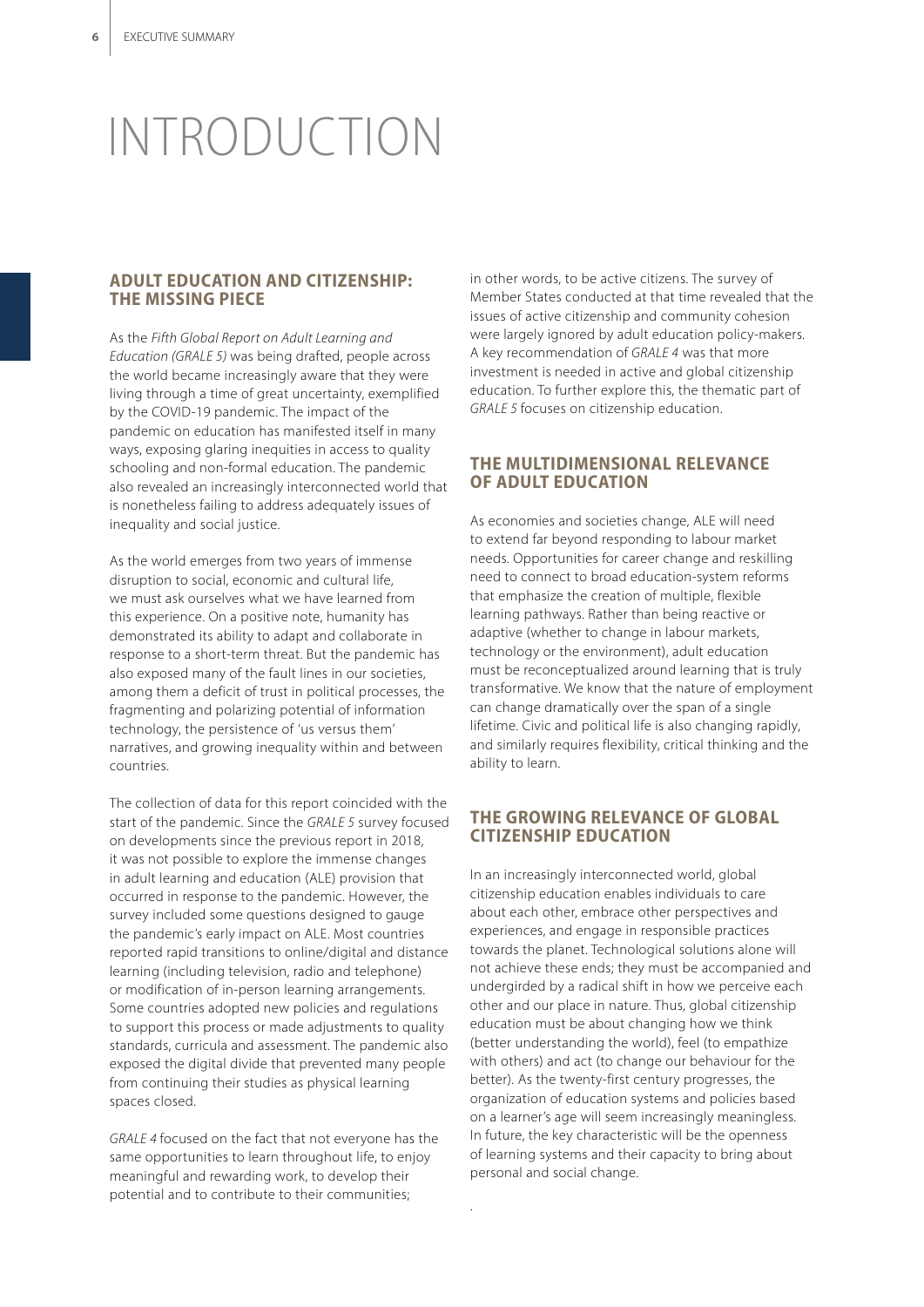# INTRODUCTION

## ADULT EDUCATION AND CITIZENSHIP: THE MISSING PIECE

As the *Fifth Global Report on Adult Learning and Education (GRALE 5)* was being drafted, people across the world became increasingly aware that they were living through a time of great uncertainty, exemplified by the COVID-19 pandemic. The impact of the pandemic on education has manifested itself in many ways, exposing glaring inequities in access to quality schooling and non-formal education. The pandemic also revealed an increasingly interconnected world that is nonetheless failing to address adequately issues of inequality and social justice.

As the world emerges from two years of immense disruption to social, economic and cultural life, we must ask ourselves what we have learned from this experience. On a positive note, humanity has demonstrated its ability to adapt and collaborate in response to a short-term threat. But the pandemic has also exposed many of the fault lines in our societies, among them a deficit of trust in political processes, the fragmenting and polarizing potential of information technology, the persistence of 'us versus them' narratives, and growing inequality within and between countries.

The collection of data for this report coincided with the start of the pandemic. Since the *GRALE 5* survey focused on developments since the previous report in 2018, it was not possible to explore the immense changes in adult learning and education (ALE) provision that occurred in response to the pandemic. However, the survey included some questions designed to gauge the pandemic's early impact on ALE. Most countries reported rapid transitions to online/digital and distance learning (including television, radio and telephone) or modification of in-person learning arrangements. Some countries adopted new policies and regulations to support this process or made adjustments to quality standards, curricula and assessment. The pandemic also exposed the digital divide that prevented many people from continuing their studies as physical learning spaces closed.

*GRALE 4* focused on the fact that not everyone has the same opportunities to learn throughout life, to enjoy meaningful and rewarding work, to develop their potential and to contribute to their communities; in other words, to be active citizens. The survey of Member States conducted at that time revealed that the issues of active citizenship and community cohesion were largely ignored by adult education policy-makers. A key recommendation of *GRALE 4* was that more investment is needed in active and global citizenship education. To further explore this, the thematic part of *GRALE 5* focuses on citizenship education.

## THE MULTIDIMENSIONAL RELEVANCE OF ADULT EDUCATION

As economies and societies change, ALE will need to extend far beyond responding to labour market needs. Opportunities for career change and reskilling need to connect to broad education-system reforms that emphasize the creation of multiple, flexible learning pathways. Rather than being reactive or adaptive (whether to change in labour markets, technology or the environment), adult education must be reconceptualized around learning that is truly transformative. We know that the nature of employment can change dramatically over the span of a single lifetime. Civic and political life is also changing rapidly, and similarly requires flexibility, critical thinking and the ability to learn.

## THE GROWING RELEVANCE OF GLOBAL CITIZENSHIP EDUCATION

In an increasingly interconnected world, global citizenship education enables individuals to care about each other, embrace other perspectives and experiences, and engage in responsible practices towards the planet. Technological solutions alone will not achieve these ends; they must be accompanied and undergirded by a radical shift in how we perceive each other and our place in nature. Thus, global citizenship education must be about changing how we think (better understanding the world), feel (to empathize with others) and act (to change our behaviour for the better). As the twenty-first century progresses, the organization of education systems and policies based on a learner's age will seem increasingly meaningless. In future, the key characteristic will be the openness of learning systems and their capacity to bring about personal and social change.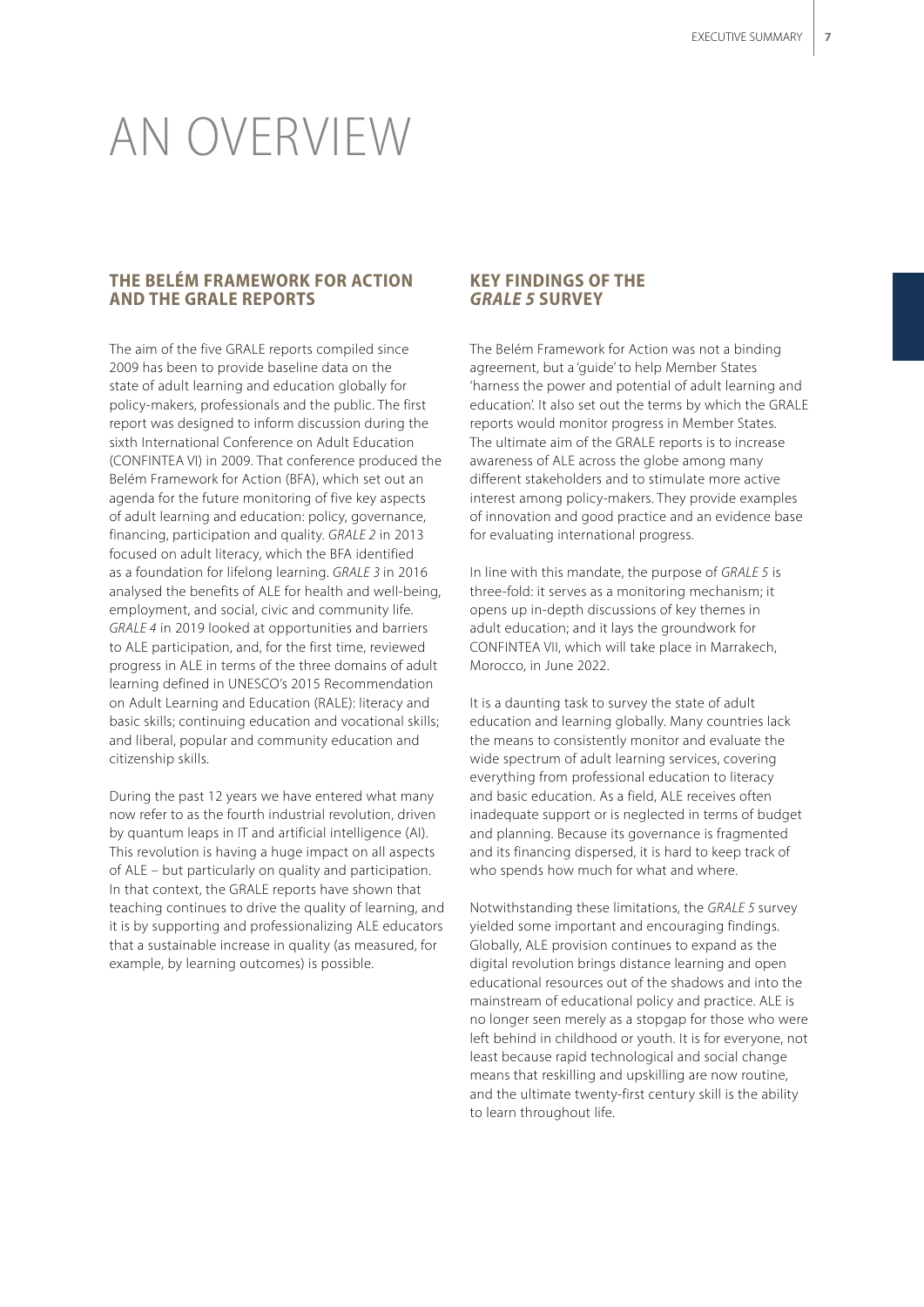# AN OVERVIEW

## THE BELÉM FRAMEWORK FOR ACTION AND THE GRALE REPORTS

The aim of the five GRALE reports compiled since 2009 has been to provide baseline data on the state of adult learning and education globally for policy-makers, professionals and the public. The first report was designed to inform discussion during the sixth International Conference on Adult Education (CONFINTEA VI) in 2009. That conference produced the Belém Framework for Action (BFA), which set out an agenda for the future monitoring of five key aspects of adult learning and education: policy, governance, financing, participation and quality. *GRALE 2* in 2013 focused on adult literacy, which the BFA identified as a foundation for lifelong learning. *GRALE 3* in 2016 analysed the benefits of ALE for health and well-being, employment, and social, civic and community life. *GRALE 4* in 2019 looked at opportunities and barriers to ALE participation, and, for the first time, reviewed progress in ALE in terms of the three domains of adult learning defined in UNESCO's 2015 Recommendation on Adult Learning and Education (RALE): literacy and basic skills; continuing education and vocational skills; and liberal, popular and community education and citizenship skills.

During the past 12 years we have entered what many now refer to as the fourth industrial revolution, driven by quantum leaps in IT and artificial intelligence (AI). This revolution is having a huge impact on all aspects of ALE – but particularly on quality and participation. In that context, the GRALE reports have shown that teaching continues to drive the quality of learning, and it is by supporting and professionalizing ALE educators that a sustainable increase in quality (as measured, for example, by learning outcomes) is possible.

## KEY FINDINGS OF THE *GRALE 5* SURVEY

The Belém Framework for Action was not a binding agreement, but a 'guide' to help Member States 'harness the power and potential of adult learning and education'. It also set out the terms by which the GRALE reports would monitor progress in Member States. The ultimate aim of the GRALE reports is to increase awareness of ALE across the globe among many different stakeholders and to stimulate more active interest among policy-makers. They provide examples of innovation and good practice and an evidence base for evaluating international progress.

In line with this mandate, the purpose of *GRALE 5* is three-fold: it serves as a monitoring mechanism; it opens up in-depth discussions of key themes in adult education; and it lays the groundwork for CONFINTEA VII, which will take place in Marrakech, Morocco, in June 2022.

It is a daunting task to survey the state of adult education and learning globally. Many countries lack the means to consistently monitor and evaluate the wide spectrum of adult learning services, covering everything from professional education to literacy and basic education. As a field, ALE receives often inadequate support or is neglected in terms of budget and planning. Because its governance is fragmented and its financing dispersed, it is hard to keep track of who spends how much for what and where.

Notwithstanding these limitations, the *GRALE 5* survey yielded some important and encouraging findings. Globally, ALE provision continues to expand as the digital revolution brings distance learning and open educational resources out of the shadows and into the mainstream of educational policy and practice. ALE is no longer seen merely as a stopgap for those who were left behind in childhood or youth. It is for everyone, not least because rapid technological and social change means that reskilling and upskilling are now routine, and the ultimate twenty-first century skill is the ability to learn throughout life.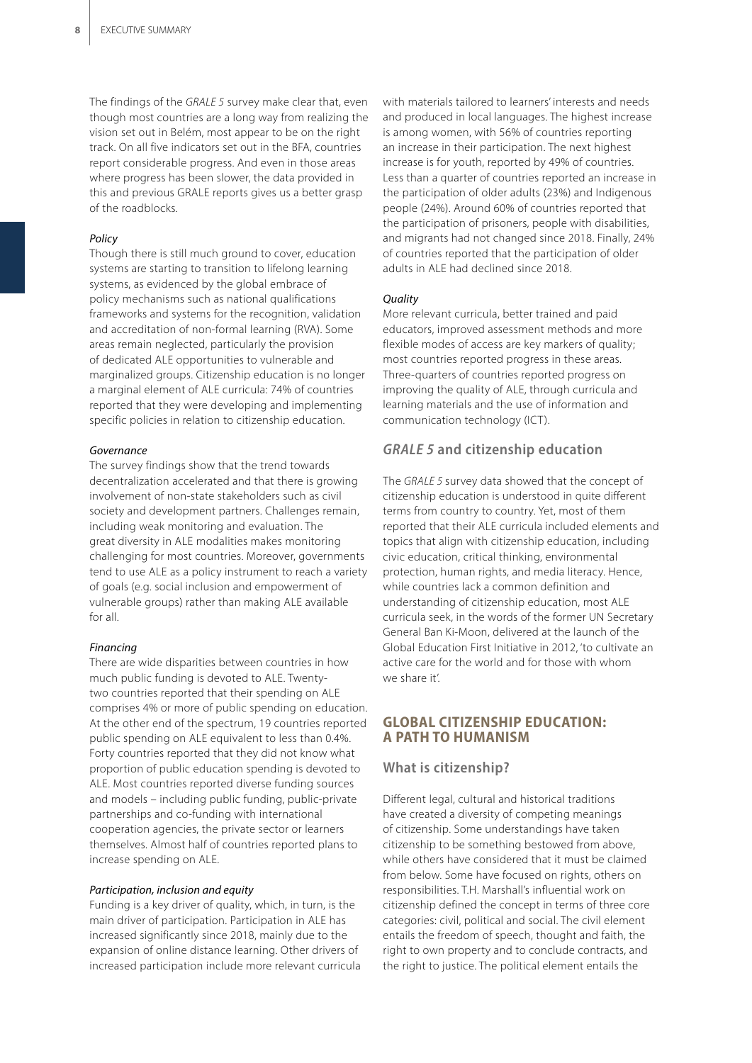The findings of the *GRALE 5* survey make clear that, even though most countries are a long way from realizing the vision set out in Belém, most appear to be on the right track. On all five indicators set out in the BFA, countries report considerable progress. And even in those areas where progress has been slower, the data provided in this and previous GRALE reports gives us a better grasp of the roadblocks.

*Policy*

Though there is still much ground to cover, education systems are starting to transition to lifelong learning systems, as evidenced by the global embrace of policy mechanisms such as national qualifications frameworks and systems for the recognition, validation and accreditation of non-formal learning (RVA). Some areas remain neglected, particularly the provision of dedicated ALE opportunities to vulnerable and marginalized groups. Citizenship education is no longer a marginal element of ALE curricula: 74% of countries reported that they were developing and implementing specific policies in relation to citizenship education.

*Governance*

The survey findings show that the trend towards decentralization accelerated and that there is growing involvement of non-state stakeholders such as civil society and development partners. Challenges remain, including weak monitoring and evaluation. The great diversity in ALE modalities makes monitoring challenging for most countries. Moreover, governments tend to use ALE as a policy instrument to reach a variety of goals (e.g. social inclusion and empowerment of vulnerable groups) rather than making ALE available for all.

*Financing*

There are wide disparities between countries in how much public funding is devoted to ALE. Twenty-two countries reported that their spending on ALE comprises 4% or more of public spending on education. At the other end of the spectrum, 19 countries reported public spending on ALE equivalent to less than 0.4%. Forty countries reported that they did not know what proportion of public education spending is devoted to ALE. Most countries reported diverse funding sources and models – including public funding, public-private partnerships and co-funding with international cooperation agencies, the private sector or learners themselves. Almost half of countries reported plans to increase spending on ALE.

*Participation, inclusion and equity*

Funding is a key driver of quality, which, in turn, is the main driver of participation. Participation in ALE has increased significantly since 2018, mainly due to the expansion of online distance learning. Other drivers of increased participation include more relevant curricula with materials tailored to learners' interests and needs and produced in local languages. The highest increase is among women, with 56% of countries reporting an increase in their participation. The next highest increase is for youth, reported by 49% of countries. Less than a quarter of countries reported an increase in the participation of older adults (23%) and Indigenous people (24%). Around 60% of countries reported that the participation of prisoners, people with disabilities, and migrants had not changed since 2018. Finally, 24% of countries reported that the participation of older adults in ALE had declined since 2018.

*Quality*

More relevant curricula, better trained and paid educators, improved assessment methods and more flexible modes of access are key markers of quality; most countries reported progress in these areas. Three-quarters of countries reported progress on improving the quality of ALE, through curricula and learning materials and the use of information and communication technology (ICT).

### *GRALE 5* and citizenship education

The *GRALE 5* survey data showed that the concept of citizenship education is understood in quite different terms from country to country. Yet, most of them reported that their ALE curricula included elements and topics that align with citizenship education, including civic education, critical thinking, environmental protection, human rights, and media literacy. Hence, while countries lack a common definition and understanding of citizenship education, most ALE curricula seek, in the words of the former UN Secretary General Ban Ki-Moon, delivered at the launch of the Global Education First Initiative in 2012, 'to cultivate an active care for the world and for those with whom we share it'.

## GLOBAL CITIZENSHIP EDUCATION: A PATH TO HUMANISM

### What is citizenship?

Different legal, cultural and historical traditions have created a diversity of competing meanings of citizenship. Some understandings have taken citizenship to be something bestowed from above, while others have considered that it must be claimed from below. Some have focused on rights, others on responsibilities. T.H. Marshall's influential work on citizenship defined the concept in terms of three core categories: civil, political and social. The civil element entails the freedom of speech, thought and faith, the right to own property and to conclude contracts, and the right to justice. The political element entails the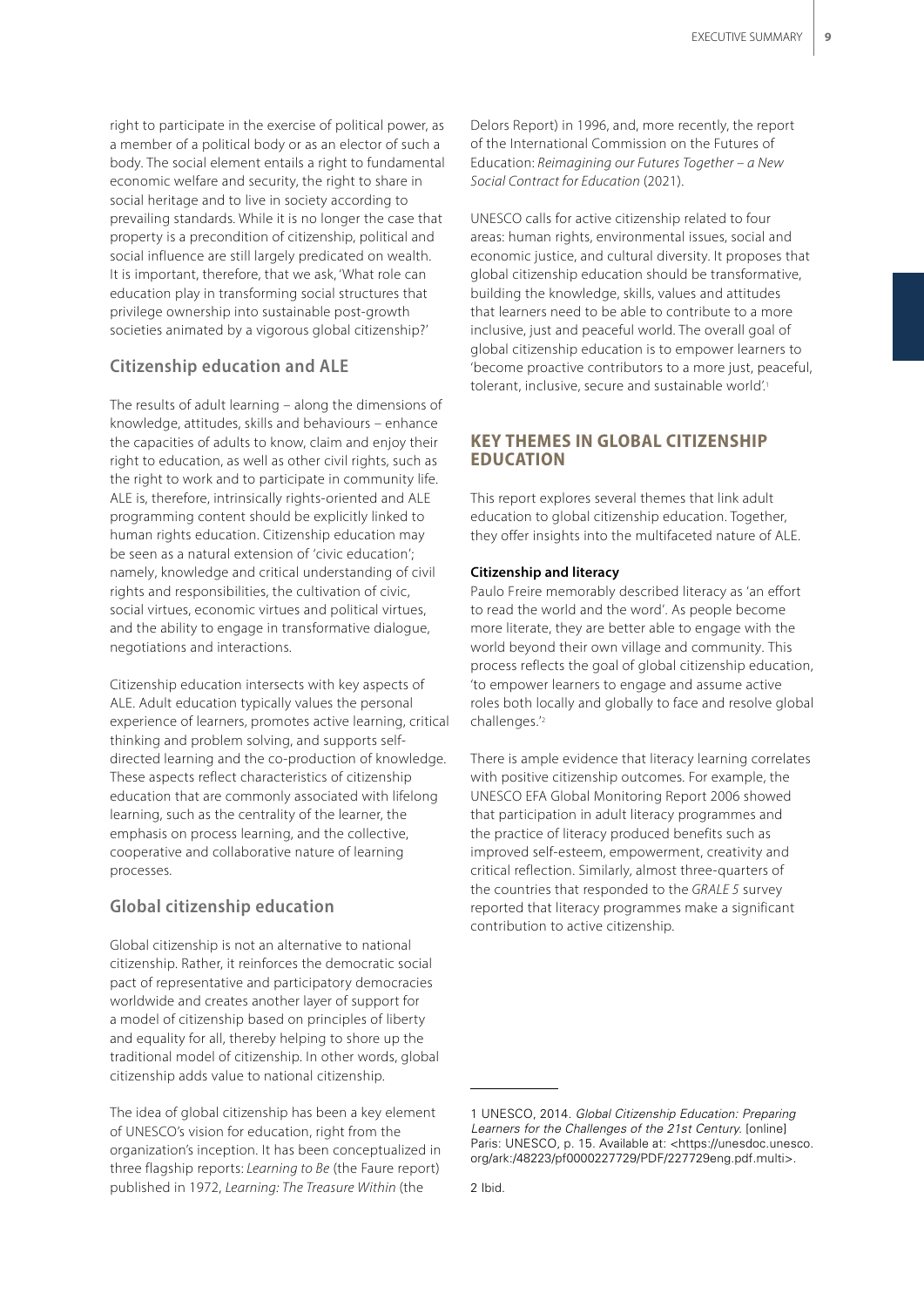right to participate in the exercise of political power, as a member of a political body or as an elector of such a body. The social element entails a right to fundamental economic welfare and security, the right to share in social heritage and to live in society according to prevailing standards. While it is no longer the case that property is a precondition of citizenship, political and social influence are still largely predicated on wealth. It is important, therefore, that we ask, 'What role can education play in transforming social structures that privilege ownership into sustainable post-growth societies animated by a vigorous global citizenship?'

### Citizenship education and ALE

The results of adult learning – along the dimensions of knowledge, attitudes, skills and behaviours – enhance the capacities of adults to know, claim and enjoy their right to education, as well as other civil rights, such as the right to work and to participate in community life. ALE is, therefore, intrinsically rights-oriented and ALE programming content should be explicitly linked to human rights education. Citizenship education may be seen as a natural extension of 'civic education'; namely, knowledge and critical understanding of civil rights and responsibilities, the cultivation of civic, social virtues, economic virtues and political virtues, and the ability to engage in transformative dialogue, negotiations and interactions.

Citizenship education intersects with key aspects of ALE. Adult education typically values the personal experience of learners, promotes active learning, critical thinking and problem solving, and supports self-directed learning and the co-production of knowledge. These aspects reflect characteristics of citizenship education that are commonly associated with lifelong learning, such as the centrality of the learner, the emphasis on process learning, and the collective, cooperative and collaborative nature of learning processes.

### Global citizenship education

Global citizenship is not an alternative to national citizenship. Rather, it reinforces the democratic social pact of representative and participatory democracies worldwide and creates another layer of support for a model of citizenship based on principles of liberty and equality for all, thereby helping to shore up the traditional model of citizenship. In other words, global citizenship adds value to national citizenship.

The idea of global citizenship has been a key element of UNESCO's vision for education, right from the organization's inception. It has been conceptualized in three flagship reports: *Learning to Be* (the Faure report) published in 1972, *Learning: The Treasure Within* (the Delors Report) in 1996, and, more recently, the report of the International Commission on the Futures of Education: *Reimagining our Futures Together – a New Social Contract for Education* (2021).

UNESCO calls for active citizenship related to four areas: human rights, environmental issues, social and economic justice, and cultural diversity. It proposes that global citizenship education should be transformative, building the knowledge, skills, values and attitudes that learners need to be able to contribute to a more inclusive, just and peaceful world. The overall goal of global citizenship education is to empower learners to 'become proactive contributors to a more just, peaceful, tolerant, inclusive, secure and sustainable world'.[1]

## KEY THEMES IN GLOBAL CITIZENSHIP EDUCATION

This report explores several themes that link adult education to global citizenship education. Together, they offer insights into the multifaceted nature of ALE.

**Citizenship and literacy**

Paulo Freire memorably described literacy as 'an effort to read the world and the word'. As people become more literate, they are better able to engage with the world beyond their own village and community. This process reflects the goal of global citizenship education, 'to empower learners to engage and assume active roles both locally and globally to face and resolve global challenges.'[2]

There is ample evidence that literacy learning correlates with positive citizenship outcomes. For example, the UNESCO EFA Global Monitoring Report 2006 showed that participation in adult literacy programmes and the practice of literacy produced benefits such as improved self-esteem, empowerment, creativity and critical reflection. Similarly, almost three-quarters of the countries that responded to the *GRALE 5* survey reported that literacy programmes make a significant contribution to active citizenship.

---

1 UNESCO, 2014. *Global Citizenship Education: Preparing Learners for the Challenges of the 21st Century.* [online] Paris: UNESCO, p. 15. Available at: <https://unesdoc.unesco.org/ark:/48223/pf0000227729/PDF/227729eng.pdf.multi>.

2 Ibid.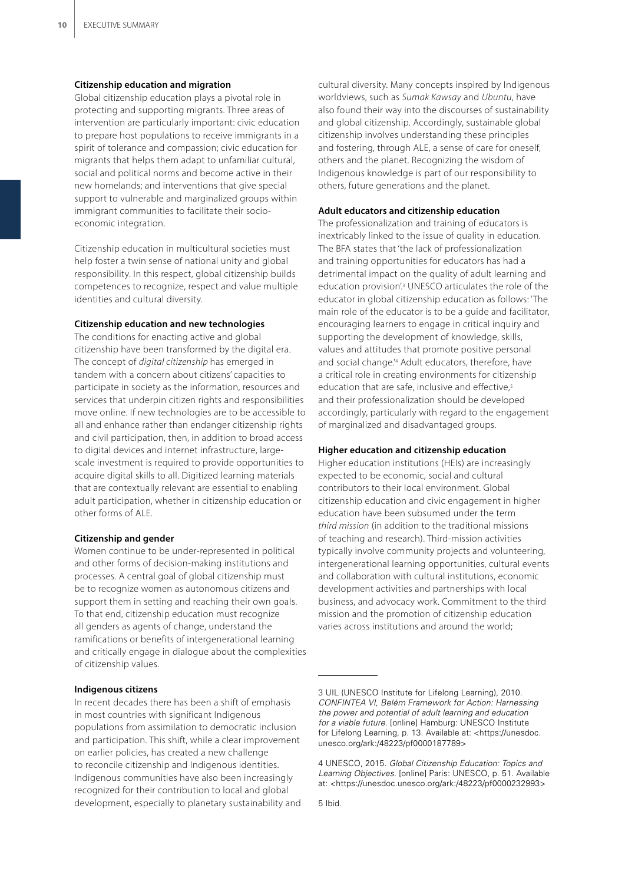### Citizenship education and migration

Global citizenship education plays a pivotal role in protecting and supporting migrants. Three areas of intervention are particularly important: civic education to prepare host populations to receive immigrants in a spirit of tolerance and compassion; civic education for migrants that helps them adapt to unfamiliar cultural, social and political norms and become active in their new homelands; and interventions that give special support to vulnerable and marginalized groups within immigrant communities to facilitate their socio-economic integration.

Citizenship education in multicultural societies must help foster a twin sense of national unity and global responsibility. In this respect, global citizenship builds competences to recognize, respect and value multiple identities and cultural diversity.

### Citizenship education and new technologies

The conditions for enacting active and global citizenship have been transformed by the digital era. The concept of *digital citizenship* has emerged in tandem with a concern about citizens' capacities to participate in society as the information, resources and services that underpin citizen rights and responsibilities move online. If new technologies are to be accessible to all and enhance rather than endanger citizenship rights and civil participation, then, in addition to broad access to digital devices and internet infrastructure, large-scale investment is required to provide opportunities to acquire digital skills to all. Digitized learning materials that are contextually relevant are essential to enabling adult participation, whether in citizenship education or other forms of ALE.

### Citizenship and gender

Women continue to be under-represented in political and other forms of decision-making institutions and processes. A central goal of global citizenship must be to recognize women as autonomous citizens and support them in setting and reaching their own goals. To that end, citizenship education must recognize all genders as agents of change, understand the ramifications or benefits of intergenerational learning and critically engage in dialogue about the complexities of citizenship values.

### Indigenous citizens

In recent decades there has been a shift of emphasis in most countries with significant Indigenous populations from assimilation to democratic inclusion and participation. This shift, while a clear improvement on earlier policies, has created a new challenge to reconcile citizenship and Indigenous identities. Indigenous communities have also been increasingly recognized for their contribution to local and global development, especially to planetary sustainability and cultural diversity. Many concepts inspired by Indigenous worldviews, such as *Sumak Kawsay* and *Ubuntu*, have also found their way into the discourses of sustainability and global citizenship. Accordingly, sustainable global citizenship involves understanding these principles and fostering, through ALE, a sense of care for oneself, others and the planet. Recognizing the wisdom of Indigenous knowledge is part of our responsibility to others, future generations and the planet.

### Adult educators and citizenship education

The professionalization and training of educators is inextricably linked to the issue of quality in education. The BFA states that 'the lack of professionalization and training opportunities for educators has had a detrimental impact on the quality of adult learning and education provision'.[3] UNESCO articulates the role of the educator in global citizenship education as follows: 'The main role of the educator is to be a guide and facilitator, encouraging learners to engage in critical inquiry and supporting the development of knowledge, skills, values and attitudes that promote positive personal and social change.'[4] Adult educators, therefore, have a critical role in creating environments for citizenship education that are safe, inclusive and effective,[5] and their professionalization should be developed accordingly, particularly with regard to the engagement of marginalized and disadvantaged groups.

### Higher education and citizenship education

Higher education institutions (HEIs) are increasingly expected to be economic, social and cultural contributors to their local environment. Global citizenship education and civic engagement in higher education have been subsumed under the term *third mission* (in addition to the traditional missions of teaching and research). Third-mission activities typically involve community projects and volunteering, intergenerational learning opportunities, cultural events and collaboration with cultural institutions, economic development activities and partnerships with local business, and advocacy work. Commitment to the third mission and the promotion of citizenship education varies across institutions and around the world;

---

3 UIL (UNESCO Institute for Lifelong Learning), 2010. *CONFINTEA VI, Belém Framework for Action: Harnessing the power and potential of adult learning and education for a viable future.* [online] Hamburg: UNESCO Institute for Lifelong Learning, p. 13. Available at: <https://unesdoc.unesco.org/ark:/48223/pf0000187789>

4 UNESCO, 2015. *Global Citizenship Education: Topics and Learning Objectives.* [online] Paris: UNESCO, p. 51. Available at: <https://unesdoc.unesco.org/ark:/48223/pf0000232993>

5 Ibid.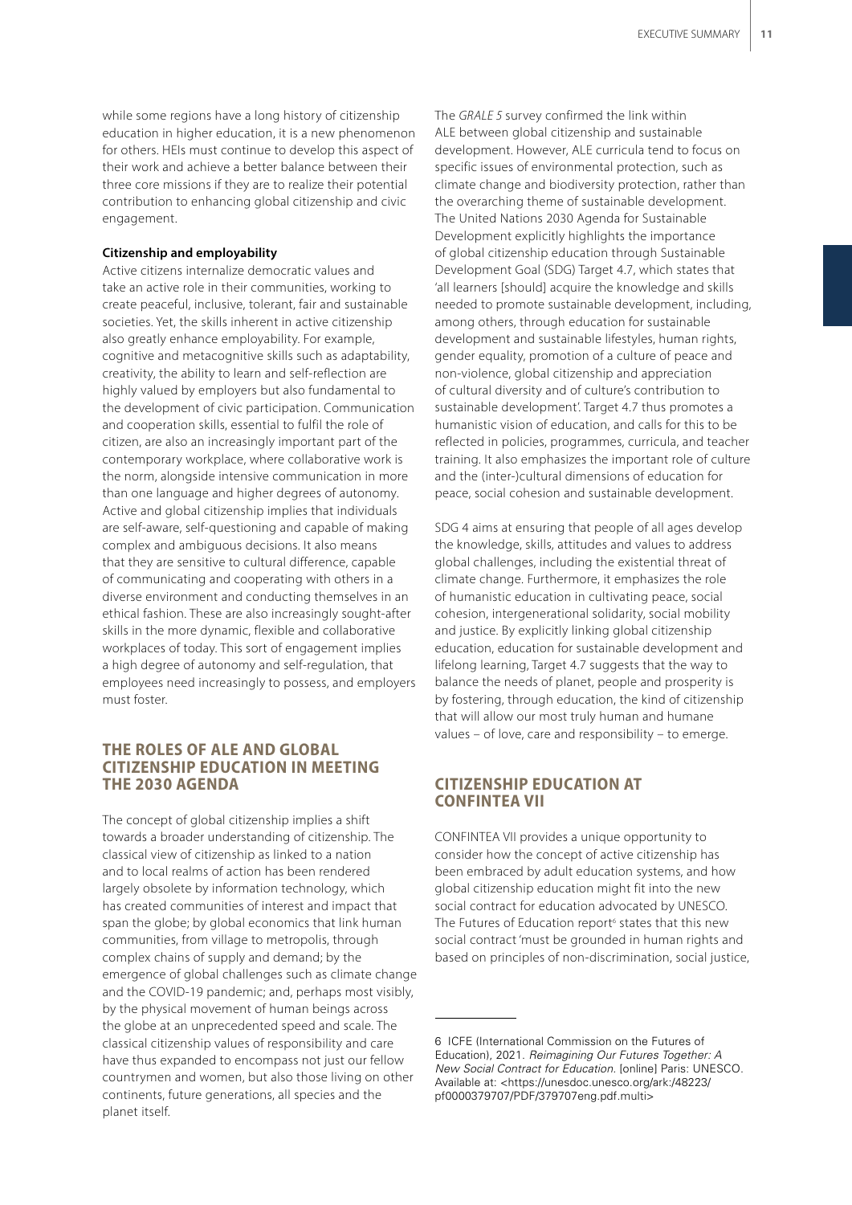while some regions have a long history of citizenship education in higher education, it is a new phenomenon for others. HEIs must continue to develop this aspect of their work and achieve a better balance between their three core missions if they are to realize their potential contribution to enhancing global citizenship and civic engagement.

**Citizenship and employability**

Active citizens internalize democratic values and take an active role in their communities, working to create peaceful, inclusive, tolerant, fair and sustainable societies. Yet, the skills inherent in active citizenship also greatly enhance employability. For example, cognitive and metacognitive skills such as adaptability, creativity, the ability to learn and self-reflection are highly valued by employers but also fundamental to the development of civic participation. Communication and cooperation skills, essential to fulfil the role of citizen, are also an increasingly important part of the contemporary workplace, where collaborative work is the norm, alongside intensive communication in more than one language and higher degrees of autonomy. Active and global citizenship implies that individuals are self-aware, self-questioning and capable of making complex and ambiguous decisions. It also means that they are sensitive to cultural difference, capable of communicating and cooperating with others in a diverse environment and conducting themselves in an ethical fashion. These are also increasingly sought-after skills in the more dynamic, flexible and collaborative workplaces of today. This sort of engagement implies a high degree of autonomy and self-regulation, that employees need increasingly to possess, and employers must foster.

## THE ROLES OF ALE AND GLOBAL CITIZENSHIP EDUCATION IN MEETING THE 2030 AGENDA

The concept of global citizenship implies a shift towards a broader understanding of citizenship. The classical view of citizenship as linked to a nation and to local realms of action has been rendered largely obsolete by information technology, which has created communities of interest and impact that span the globe; by global economics that link human communities, from village to metropolis, through complex chains of supply and demand; by the emergence of global challenges such as climate change and the COVID-19 pandemic; and, perhaps most visibly, by the physical movement of human beings across the globe at an unprecedented speed and scale. The classical citizenship values of responsibility and care have thus expanded to encompass not just our fellow countrymen and women, but also those living on other continents, future generations, all species and the planet itself.

The *GRALE 5* survey confirmed the link within ALE between global citizenship and sustainable development. However, ALE curricula tend to focus on specific issues of environmental protection, such as climate change and biodiversity protection, rather than the overarching theme of sustainable development. The United Nations 2030 Agenda for Sustainable Development explicitly highlights the importance of global citizenship education through Sustainable Development Goal (SDG) Target 4.7, which states that 'all learners [should] acquire the knowledge and skills needed to promote sustainable development, including, among others, through education for sustainable development and sustainable lifestyles, human rights, gender equality, promotion of a culture of peace and non-violence, global citizenship and appreciation of cultural diversity and of culture's contribution to sustainable development'. Target 4.7 thus promotes a humanistic vision of education, and calls for this to be reflected in policies, programmes, curricula, and teacher training. It also emphasizes the important role of culture and the (inter-)cultural dimensions of education for peace, social cohesion and sustainable development.

SDG 4 aims at ensuring that people of all ages develop the knowledge, skills, attitudes and values to address global challenges, including the existential threat of climate change. Furthermore, it emphasizes the role of humanistic education in cultivating peace, social cohesion, intergenerational solidarity, social mobility and justice. By explicitly linking global citizenship education, education for sustainable development and lifelong learning, Target 4.7 suggests that the way to balance the needs of planet, people and prosperity is by fostering, through education, the kind of citizenship that will allow our most truly human and humane values – of love, care and responsibility – to emerge.

## CITIZENSHIP EDUCATION AT CONFINTEA VII

CONFINTEA VII provides a unique opportunity to consider how the concept of active citizenship has been embraced by adult education systems, and how global citizenship education might fit into the new social contract for education advocated by UNESCO. The Futures of Education report[6] states that this new social contract 'must be grounded in human rights and based on principles of non-discrimination, social justice,

6 ICFE (International Commission on the Futures of Education), 2021. *Reimagining Our Futures Together: A New Social Contract for Education*. [online] Paris: UNESCO. Available at: <https://unesdoc.unesco.org/ark:/48223/pf0000379707/PDF/379707eng.pdf.multi>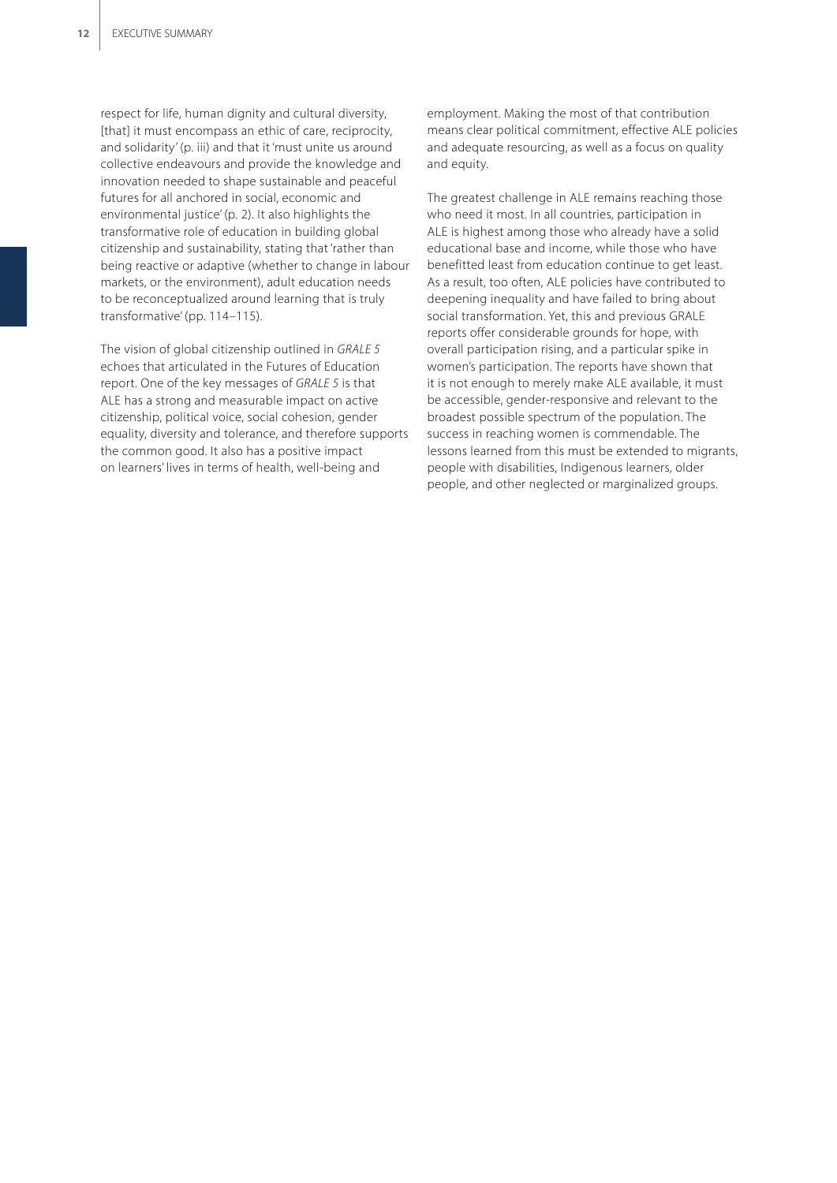respect for life, human dignity and cultural diversity, [that] it must encompass an ethic of care, reciprocity, and solidarity' (p. iii) and that it 'must unite us around collective endeavours and provide the knowledge and innovation needed to shape sustainable and peaceful futures for all anchored in social, economic and environmental justice' (p. 2). It also highlights the transformative role of education in building global citizenship and sustainability, stating that 'rather than being reactive or adaptive (whether to change in labour markets, or the environment), adult education needs to be reconceptualized around learning that is truly transformative' (pp. 114–115).

The vision of global citizenship outlined in *GRALE 5* echoes that articulated in the Futures of Education report. One of the key messages of *GRALE 5* is that ALE has a strong and measurable impact on active citizenship, political voice, social cohesion, gender equality, diversity and tolerance, and therefore supports the common good. It also has a positive impact on learners' lives in terms of health, well-being and employment. Making the most of that contribution means clear political commitment, effective ALE policies and adequate resourcing, as well as a focus on quality and equity.

The greatest challenge in ALE remains reaching those who need it most. In all countries, participation in ALE is highest among those who already have a solid educational base and income, while those who have benefitted least from education continue to get least. As a result, too often, ALE policies have contributed to deepening inequality and have failed to bring about social transformation. Yet, this and previous GRALE reports offer considerable grounds for hope, with overall participation rising, and a particular spike in women's participation. The reports have shown that it is not enough to merely make ALE available, it must be accessible, gender-responsive and relevant to the broadest possible spectrum of the population. The success in reaching women is commendable. The lessons learned from this must be extended to migrants, people with disabilities, Indigenous learners, older people, and other neglected or marginalized groups.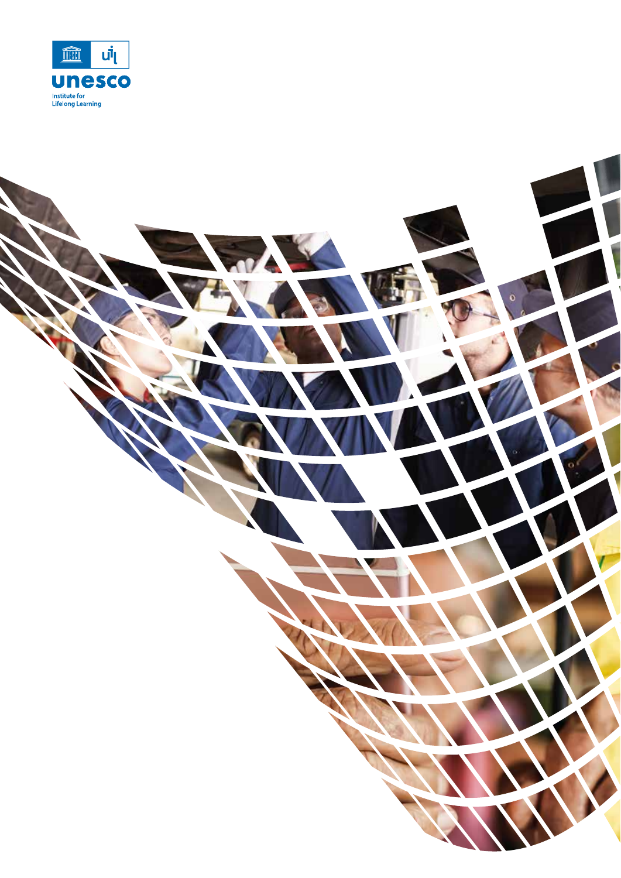unesco

Institute for Lifelong Learning